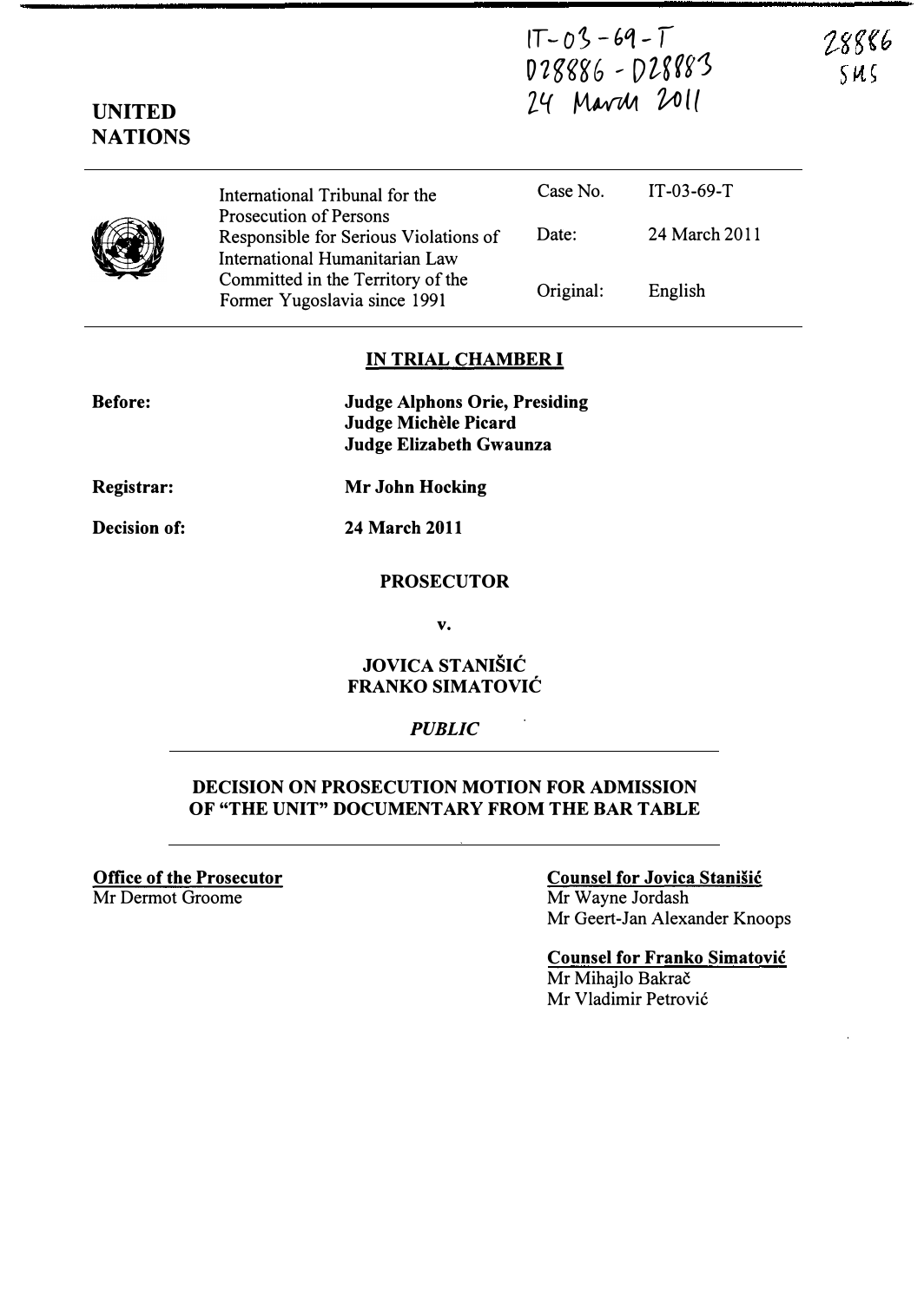IT-03-69-T
D28886 - D28883
24 March 2011

28886
SMS

**UNITED NATIONS**

| International Tribunal for the Prosecution of Persons Responsible for Serious Violations of International Humanitarian Law Committed in the Territory of the Former Yugoslavia since 1991 | Case No. | IT-03-69-T |
|---|---|---|
| | Date: | 24 March 2011 |
| | Original: | English |

## IN TRIAL CHAMBER I

**Before:** **Judge Alphons Orie, Presiding**
**Judge Michèle Picard**
**Judge Elizabeth Gwaunza**

**Registrar:** **Mr John Hocking**

**Decision of:** **24 March 2011**

**PROSECUTOR**

**v.**

**JOVICA STANIŠIĆ**
**FRANKO SIMATOVIĆ**

***PUBLIC***

## DECISION ON PROSECUTION MOTION FOR ADMISSION OF "THE UNIT" DOCUMENTARY FROM THE BAR TABLE

**Office of the Prosecutor**
Mr Dermot Groome

**Counsel for Jovica Stanišić**
Mr Wayne Jordash
Mr Geert-Jan Alexander Knoops

**Counsel for Franko Simatović**
Mr Mihajlo Bakrač
Mr Vladimir Petrović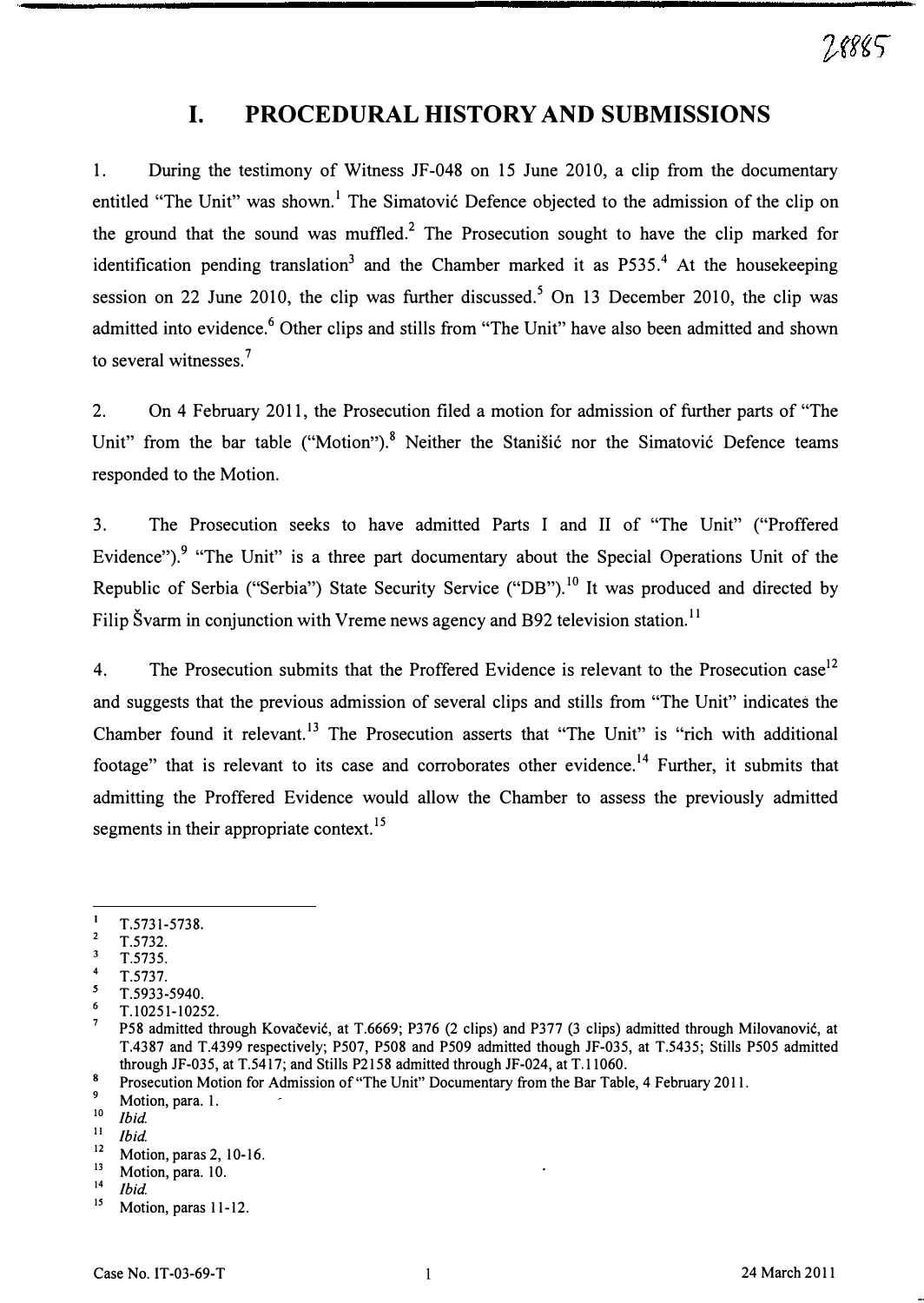# I. PROCEDURAL HISTORY AND SUBMISSIONS

1. During the testimony of Witness JF-048 on 15 June 2010, a clip from the documentary entitled "The Unit" was shown.[1] The Simatović Defence objected to the admission of the clip on the ground that the sound was muffled.[2] The Prosecution sought to have the clip marked for identification pending translation[3] and the Chamber marked it as P535.[4] At the housekeeping session on 22 June 2010, the clip was further discussed.[5] On 13 December 2010, the clip was admitted into evidence.[6] Other clips and stills from "The Unit" have also been admitted and shown to several witnesses.[7]

2. On 4 February 2011, the Prosecution filed a motion for admission of further parts of "The Unit" from the bar table ("Motion").[8] Neither the Stanišić nor the Simatović Defence teams responded to the Motion.

3. The Prosecution seeks to have admitted Parts I and II of "The Unit" ("Proffered Evidence").[9] "The Unit" is a three part documentary about the Special Operations Unit of the Republic of Serbia ("Serbia") State Security Service ("DB").[10] It was produced and directed by Filip Švarm in conjunction with Vreme news agency and B92 television station.[11]

4. The Prosecution submits that the Proffered Evidence is relevant to the Prosecution case[12] and suggests that the previous admission of several clips and stills from "The Unit" indicates the Chamber found it relevant.[13] The Prosecution asserts that "The Unit" is "rich with additional footage" that is relevant to its case and corroborates other evidence.[14] Further, it submits that admitting the Proffered Evidence would allow the Chamber to assess the previously admitted segments in their appropriate context.[15]

---

[1] T.5731-5738.
[2] T.5732.
[3] T.5735.
[4] T.5737.
[5] T.5933-5940.
[6] T.10251-10252.
[7] P58 admitted through Kovačević, at T.6669; P376 (2 clips) and P377 (3 clips) admitted through Milovanović, at T.4387 and T.4399 respectively; P507, P508 and P509 admitted though JF-035, at T.5435; Stills P505 admitted through JF-035, at T.5417; and Stills P2158 admitted through JF-024, at T.11060.
[8] Prosecution Motion for Admission of "The Unit" Documentary from the Bar Table, 4 February 2011.
[9] Motion, para. 1.
[10] *Ibid.*
[11] *Ibid.*
[12] Motion, paras 2, 10-16.
[13] Motion, para. 10.
[14] *Ibid.*
[15] Motion, paras 11-12.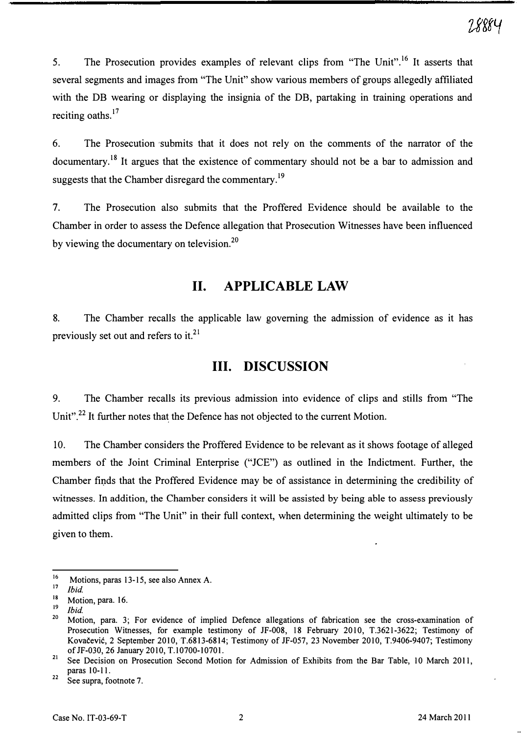5. The Prosecution provides examples of relevant clips from "The Unit".[16] It asserts that several segments and images from "The Unit" show various members of groups allegedly affiliated with the DB wearing or displaying the insignia of the DB, partaking in training operations and reciting oaths.[17]

6. The Prosecution submits that it does not rely on the comments of the narrator of the documentary.[18] It argues that the existence of commentary should not be a bar to admission and suggests that the Chamber disregard the commentary.[19]

7. The Prosecution also submits that the Proffered Evidence should be available to the Chamber in order to assess the Defence allegation that Prosecution Witnesses have been influenced by viewing the documentary on television.[20]

## II. APPLICABLE LAW

8. The Chamber recalls the applicable law governing the admission of evidence as it has previously set out and refers to it.[21]

## III. DISCUSSION

9. The Chamber recalls its previous admission into evidence of clips and stills from "The Unit".[22] It further notes that the Defence has not objected to the current Motion.

10. The Chamber considers the Proffered Evidence to be relevant as it shows footage of alleged members of the Joint Criminal Enterprise ("JCE") as outlined in the Indictment. Further, the Chamber finds that the Proffered Evidence may be of assistance in determining the credibility of witnesses. In addition, the Chamber considers it will be assisted by being able to assess previously admitted clips from "The Unit" in their full context, when determining the weight ultimately to be given to them.

---

[16] Motions, paras 13-15, see also Annex A.

[17] *Ibid.*

[18] Motion, para. 16.

[19] *Ibid.*

[20] Motion, para. 3; For evidence of implied Defence allegations of fabrication see the cross-examination of Prosecution Witnesses, for example testimony of JF-008, 18 February 2010, T.3621-3622; Testimony of Kovačević, 2 September 2010, T.6813-6814; Testimony of JF-057, 23 November 2010, T.9406-9407; Testimony of JF-030, 26 January 2010, T.10700-10701.

[21] See Decision on Prosecution Second Motion for Admission of Exhibits from the Bar Table, 10 March 2011, paras 10-11.

[22] See supra, footnote 7.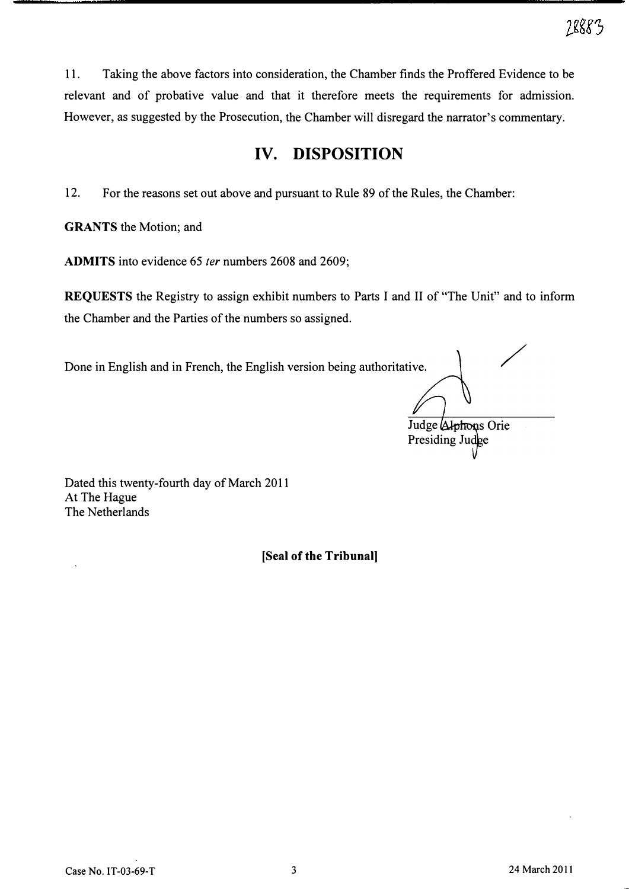11. Taking the above factors into consideration, the Chamber finds the Proffered Evidence to be relevant and of probative value and that it therefore meets the requirements for admission. However, as suggested by the Prosecution, the Chamber will disregard the narrator's commentary.

## IV. DISPOSITION

12. For the reasons set out above and pursuant to Rule 89 of the Rules, the Chamber:

**GRANTS** the Motion; and

**ADMITS** into evidence 65 *ter* numbers 2608 and 2609;

**REQUESTS** the Registry to assign exhibit numbers to Parts I and II of "The Unit" and to inform the Chamber and the Parties of the numbers so assigned.

Done in English and in French, the English version being authoritative.

Judge Alphons Orie
Presiding Judge

Dated this twenty-fourth day of March 2011
At The Hague
The Netherlands

**[Seal of the Tribunal]**